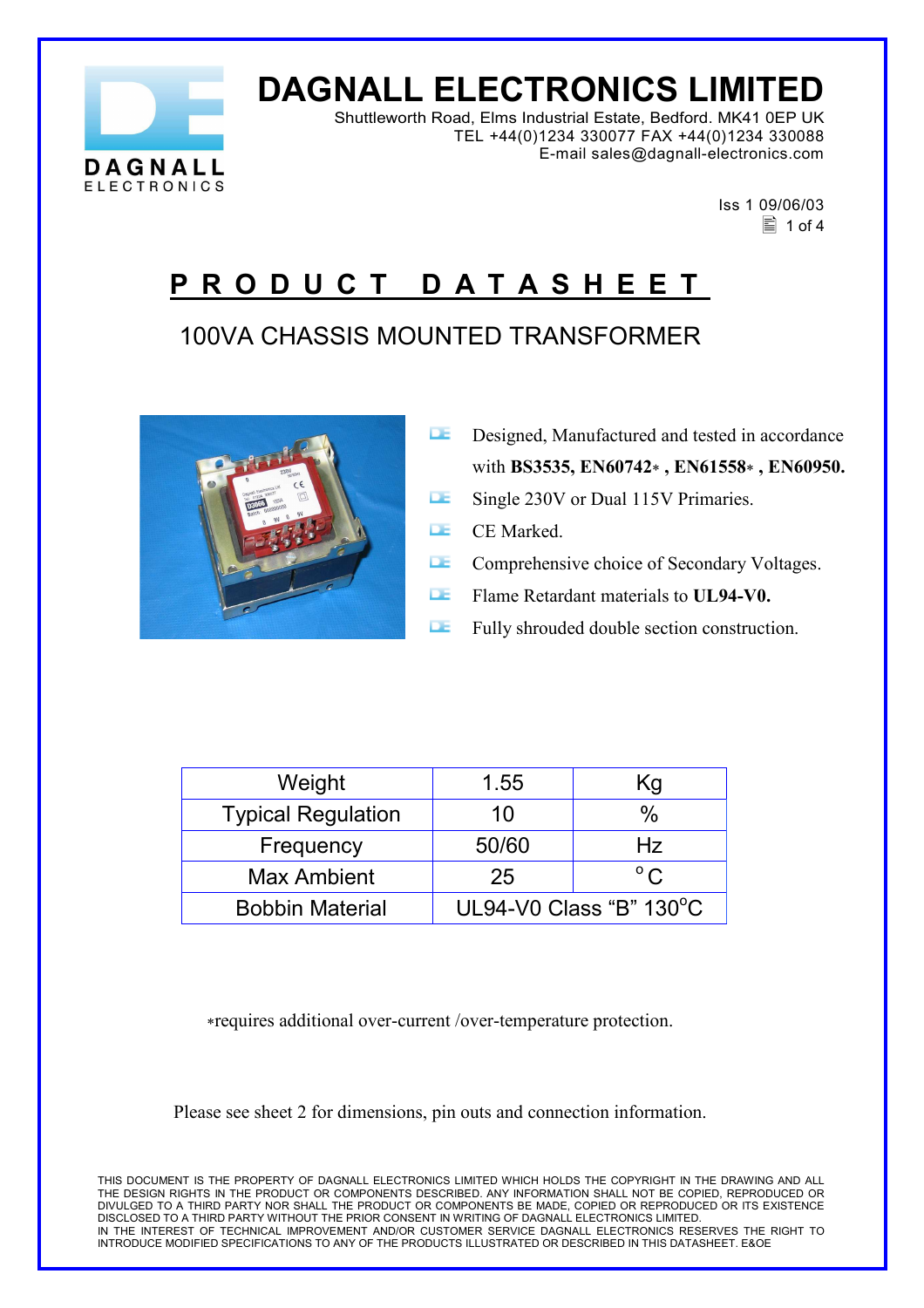# DAGNALL ELECTRONICS LIMITED

Shuttleworth Road, Elms Industrial Estate, Bedford. MK41 0EP UK
TEL +44(0)1234 330077 FAX +44(0)1234 330088
E-mail sales@dagnall-electronics.com

Iss 1 09/06/03

## PRODUCT DATASHEET

### 100VA CHASSIS MOUNTED TRANSFORMER

- Designed, Manufactured and tested in accordance with **BS3535, EN60742*, EN61558*, EN60950.**
- Single 230V or Dual 115V Primaries.
- CE Marked.
- Comprehensive choice of Secondary Voltages.
- Flame Retardant materials to **UL94-V0.**
- Fully shrouded double section construction.

| Weight | 1.55 | Kg |
|---|---|---|
| Typical Regulation | 10 | % |
| Frequency | 50/60 | Hz |
| Max Ambient | 25 | °C |
| Bobbin Material | UL94-V0 Class "B" 130°C | |

*requires additional over-current /over-temperature protection.

Please see sheet 2 for dimensions, pin outs and connection information.

THIS DOCUMENT IS THE PROPERTY OF DAGNALL ELECTRONICS LIMITED WHICH HOLDS THE COPYRIGHT IN THE DRAWING AND ALL THE DESIGN RIGHTS IN THE PRODUCT OR COMPONENTS DESCRIBED. ANY INFORMATION SHALL NOT BE COPIED, REPRODUCED OR DIVULGED TO A THIRD PARTY NOR SHALL THE PRODUCT OR COMPONENTS BE MADE, COPIED OR REPRODUCED OR ITS EXISTENCE DISCLOSED TO A THIRD PARTY WITHOUT THE PRIOR CONSENT IN WRITING OF DAGNALL ELECTRONICS LIMITED.
IN THE INTEREST OF TECHNICAL IMPROVEMENT AND/OR CUSTOMER SERVICE DAGNALL ELECTRONICS RESERVES THE RIGHT TO INTRODUCE MODIFIED SPECIFICATIONS TO ANY OF THE PRODUCTS ILLUSTRATED OR DESCRIBED IN THIS DATASHEET. E&OE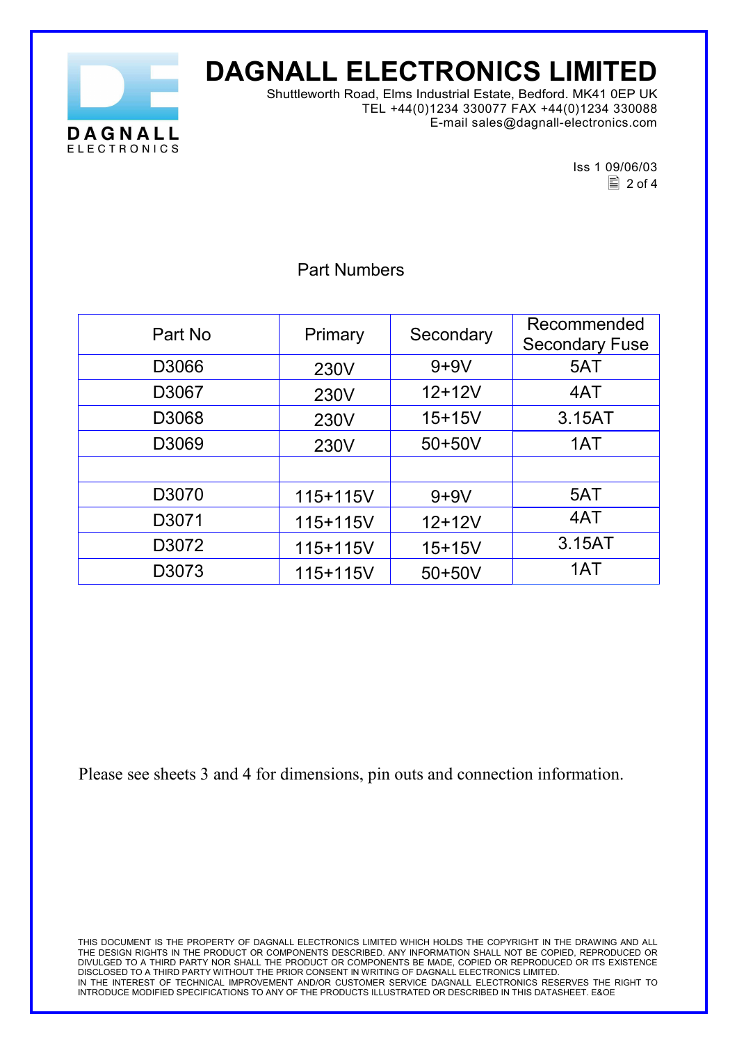# DAGNALL ELECTRONICS LIMITED

Shuttleworth Road, Elms Industrial Estate, Bedford. MK41 0EP UK
TEL +44(0)1234 330077 FAX +44(0)1234 330088
E-mail sales@dagnall-electronics.com

Iss 1 09/06/03

## Part Numbers

| Part No | Primary | Secondary | Recommended Secondary Fuse |
|---|---|---|---|
| D3066 | 230V | 9+9V | 5AT |
| D3067 | 230V | 12+12V | 4AT |
| D3068 | 230V | 15+15V | 3.15AT |
| D3069 | 230V | 50+50V | 1AT |
| | | | |
| D3070 | 115+115V | 9+9V | 5AT |
| D3071 | 115+115V | 12+12V | 4AT |
| D3072 | 115+115V | 15+15V | 3.15AT |
| D3073 | 115+115V | 50+50V | 1AT |

Please see sheets 3 and 4 for dimensions, pin outs and connection information.

THIS DOCUMENT IS THE PROPERTY OF DAGNALL ELECTRONICS LIMITED WHICH HOLDS THE COPYRIGHT IN THE DRAWING AND ALL THE DESIGN RIGHTS IN THE PRODUCT OR COMPONENTS DESCRIBED. ANY INFORMATION SHALL NOT BE COPIED, REPRODUCED OR DIVULGED TO A THIRD PARTY NOR SHALL THE PRODUCT OR COMPONENTS BE MADE, COPIED OR REPRODUCED OR ITS EXISTENCE DISCLOSED TO A THIRD PARTY WITHOUT THE PRIOR CONSENT IN WRITING OF DAGNALL ELECTRONICS LIMITED.
IN THE INTEREST OF TECHNICAL IMPROVEMENT AND/OR CUSTOMER SERVICE DAGNALL ELECTRONICS RESERVES THE RIGHT TO INTRODUCE MODIFIED SPECIFICATIONS TO ANY OF THE PRODUCTS ILLUSTRATED OR DESCRIBED IN THIS DATASHEET. E&OE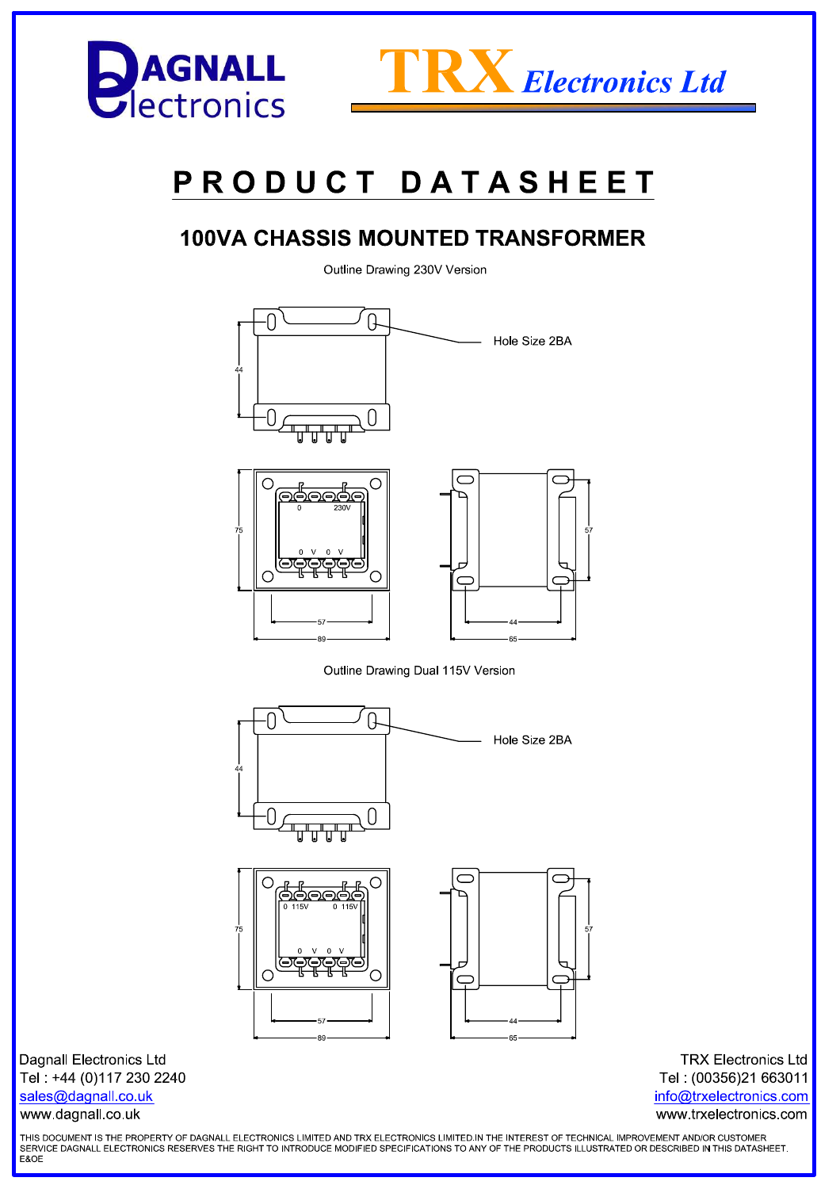# PRODUCT DATASHEET

## 100VA CHASSIS MOUNTED TRANSFORMER

Outline Drawing 230V Version

Hole Size 2BA

44

0
230V
0 V 0 V

75

57

89

57

44

65

Outline Drawing Dual 115V Version

Hole Size 2BA

44

0 115V 0 115V
0 V 0 V

75

57

89

57

44

65

Dagnall Electronics Ltd
Tel : +44 (0)117 230 2240
sales@dagnall.co.uk
www.dagnall.co.uk

TRX Electronics Ltd
Tel : (00356)21 663011
info@trxelectronics.com
www.trxelectronics.com

THIS DOCUMENT IS THE PROPERTY OF DAGNALL ELECTRONICS LIMITED AND TRX ELECTRONICS LIMITED.IN THE INTEREST OF TECHNICAL IMPROVEMENT AND/OR CUSTOMER SERVICE DAGNALL ELECTRONICS RESERVES THE RIGHT TO INTRODUCE MODIFIED SPECIFICATIONS TO ANY OF THE PRODUCTS ILLUSTRATED OR DESCRIBED IN THIS DATASHEET. E&OE